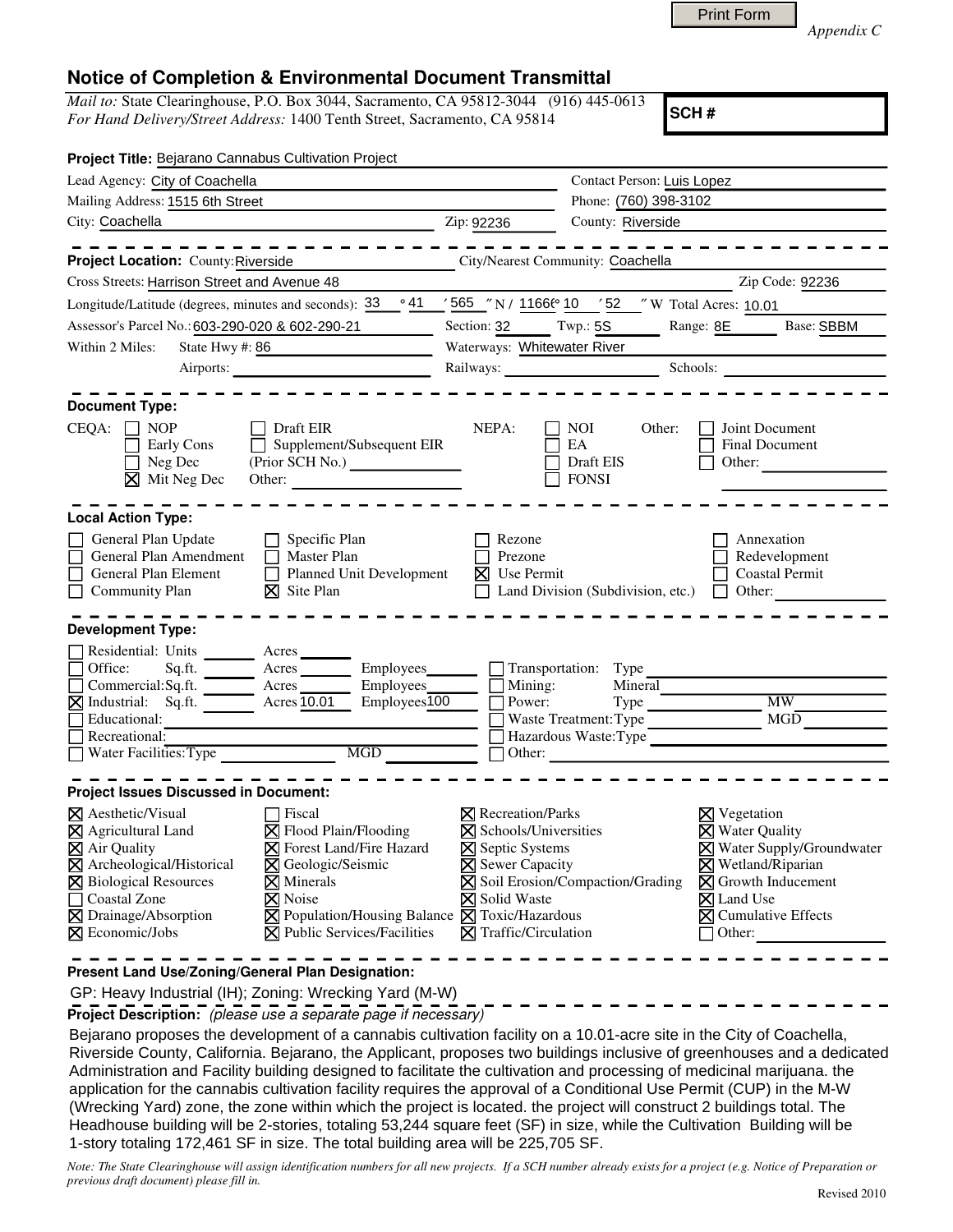Print Form

*Appendix C*

# Notice of Completion & Environmental Document Transmittal

*Mail to:* State Clearinghouse, P.O. Box 3044, Sacramento, CA 95812-3044 (916) 445-0613
*For Hand Delivery/Street Address:* 1400 Tenth Street, Sacramento, CA 95814

**SCH #**

**Project Title:** Bejarano Cannabus Cultivation Project

Lead Agency: City of Coachella | Contact Person: Luis Lopez
Mailing Address: 1515 6th Street | Phone: (760) 398-3102
City: Coachella | Zip: 92236 | County: Riverside

---

**Project Location:** County: Riverside | City/Nearest Community: Coachella
Cross Streets: Harrison Street and Avenue 48 | Zip Code: 92236
Longitude/Latitude (degrees, minutes and seconds): 33 ° 41 ′ 565 ″ N / 1166° 10 ′ 52 ″ W Total Acres: 10.01
Assessor's Parcel No.: 603-290-020 & 602-290-21 | Section: 32 | Twp.: 5S | Range: 8E | Base: SBBM
Within 2 Miles: State Hwy #: 86 | Waterways: Whitewater River
Airports: | Railways: | Schools:

---

**Document Type:**

CEQA:
- ☐ NOP
- ☐ Early Cons
- ☐ Neg Dec
- ☒ Mit Neg Dec
- ☐ Draft EIR
- ☐ Supplement/Subsequent EIR (Prior SCH No.)
- Other:

NEPA:
- ☐ NOI
- ☐ EA
- ☐ Draft EIS
- ☐ FONSI

Other:
- ☐ Joint Document
- ☐ Final Document
- ☐ Other:

---

**Local Action Type:**

- ☐ General Plan Update
- ☐ General Plan Amendment
- ☐ General Plan Element
- ☐ Community Plan
- ☐ Specific Plan
- ☐ Master Plan
- ☐ Planned Unit Development
- ☒ Site Plan
- ☐ Rezone
- ☐ Prezone
- ☒ Use Permit
- ☐ Land Division (Subdivision, etc.)
- ☐ Annexation
- ☐ Redevelopment
- ☐ Coastal Permit
- ☐ Other:

---

**Development Type:**

- ☐ Residential: Units ___ Acres ___
- ☐ Office: Sq.ft. ___ Acres ___ Employees ___
- ☐ Commercial: Sq.ft. ___ Acres ___ Employees ___
- ☒ Industrial: Sq.ft. ___ Acres 10.01 Employees 100
- ☐ Educational:
- ☐ Recreational:
- ☐ Water Facilities: Type ___ MGD
- ☐ Transportation: Type
- ☐ Mining: Mineral
- ☐ Power: Type ___ MW
- ☐ Waste Treatment: Type ___ MGD
- ☐ Hazardous Waste: Type
- ☐ Other:

---

**Project Issues Discussed in Document:**

- ☒ Aesthetic/Visual
- ☒ Agricultural Land
- ☒ Air Quality
- ☒ Archeological/Historical
- ☒ Biological Resources
- ☐ Coastal Zone
- ☒ Drainage/Absorption
- ☒ Economic/Jobs
- ☐ Fiscal
- ☒ Flood Plain/Flooding
- ☒ Forest Land/Fire Hazard
- ☒ Geologic/Seismic
- ☒ Minerals
- ☒ Noise
- ☒ Population/Housing Balance
- ☒ Public Services/Facilities
- ☒ Recreation/Parks
- ☒ Schools/Universities
- ☒ Septic Systems
- ☒ Sewer Capacity
- ☒ Soil Erosion/Compaction/Grading
- ☒ Solid Waste
- ☒ Toxic/Hazardous
- ☒ Traffic/Circulation
- ☒ Vegetation
- ☒ Water Quality
- ☒ Water Supply/Groundwater
- ☒ Wetland/Riparian
- ☒ Growth Inducement
- ☒ Land Use
- ☒ Cumulative Effects
- ☐ Other:

---

**Present Land Use/Zoning/General Plan Designation:**

GP: Heavy Industrial (IH); Zoning: Wrecking Yard (M-W)

**Project Description:** *(please use a separate page if necessary)*

Bejarano proposes the development of a cannabis cultivation facility on a 10.01-acre site in the City of Coachella, Riverside County, California. Bejarano, the Applicant, proposes two buildings inclusive of greenhouses and a dedicated Administration and Facility building designed to facilitate the cultivation and processing of medicinal marijuana. the application for the cannabis cultivation facility requires the approval of a Conditional Use Permit (CUP) in the M-W (Wrecking Yard) zone, the zone within which the project is located. the project will construct 2 buildings total. The Headhouse building will be 2-stories, totaling 53,244 square feet (SF) in size, while the Cultivation Building will be 1-story totaling 172,461 SF in size. The total building area will be 225,705 SF.

*Note: The State Clearinghouse will assign identification numbers for all new projects. If a SCH number already exists for a project (e.g. Notice of Preparation or previous draft document) please fill in.*

Revised 2010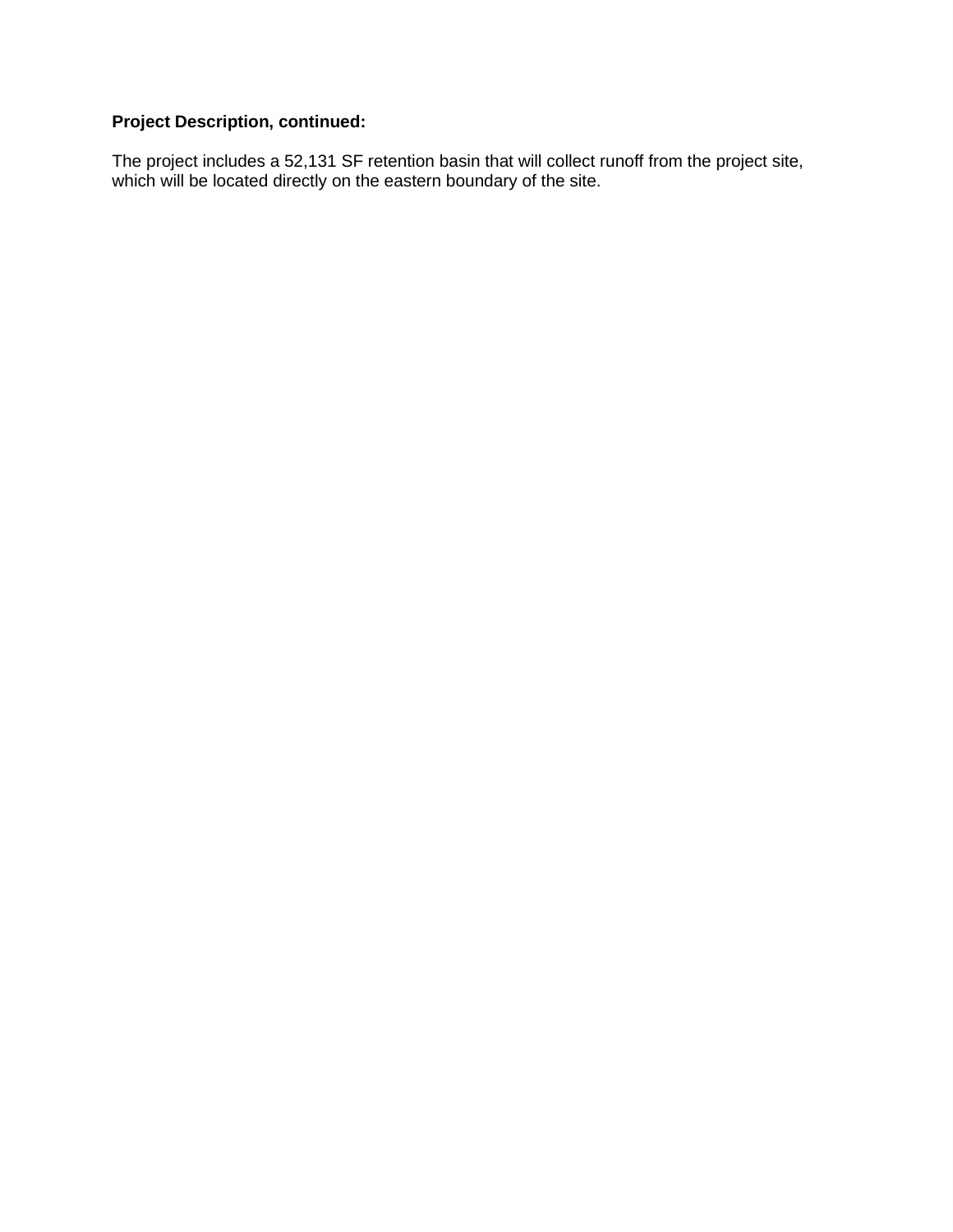**Project Description, continued:**

The project includes a 52,131 SF retention basin that will collect runoff from the project site, which will be located directly on the eastern boundary of the site.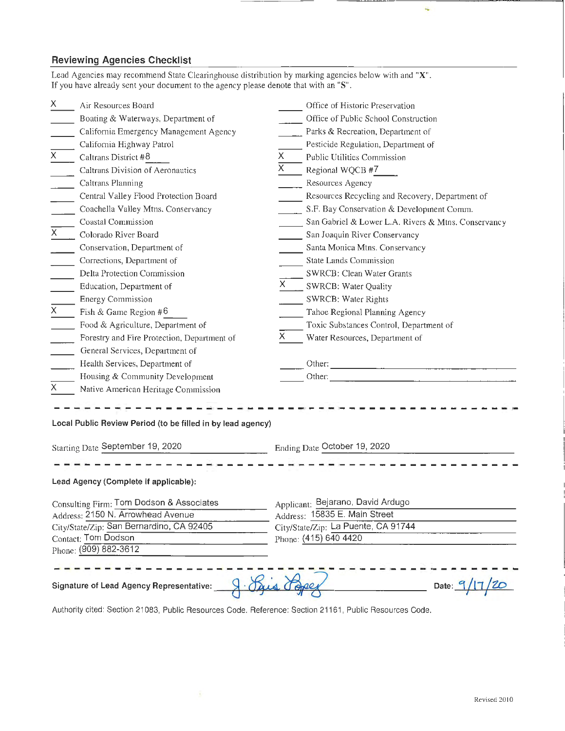## Reviewing Agencies Checklist

Lead Agencies may recommend State Clearinghouse distribution by marking agencies below with and "X".
If you have already sent your document to the agency please denote that with an "S".

X Air Resources Board
___ Boating & Waterways, Department of
___ California Emergency Management Agency
___ California Highway Patrol
X Caltrans District #8
___ Caltrans Division of Aeronautics
___ Caltrans Planning
___ Central Valley Flood Protection Board
___ Coachella Valley Mtns. Conservancy
___ Coastal Commission
X Colorado River Board
___ Conservation, Department of
___ Corrections, Department of
___ Delta Protection Commission
___ Education, Department of
___ Energy Commission
X Fish & Game Region #6
___ Food & Agriculture, Department of
___ Forestry and Fire Protection, Department of
___ General Services, Department of
___ Health Services, Department of
___ Housing & Community Development
X Native American Heritage Commission

___ Office of Historic Preservation
___ Office of Public School Construction
___ Parks & Recreation, Department of
___ Pesticide Regulation, Department of
X Public Utilities Commission
X Regional WQCB #7
___ Resources Agency
___ Resources Recycling and Recovery, Department of
___ S.F. Bay Conservation & Development Comm.
___ San Gabriel & Lower L.A. Rivers & Mtns. Conservancy
___ San Joaquin River Conservancy
___ Santa Monica Mtns. Conservancy
___ State Lands Commission
___ SWRCB: Clean Water Grants
X SWRCB: Water Quality
___ SWRCB: Water Rights
___ Tahoe Regional Planning Agency
___ Toxic Substances Control, Department of
X Water Resources, Department of

___ Other: ___
___ Other: ___

---

**Local Public Review Period (to be filled in by lead agency)**

Starting Date September 19, 2020 Ending Date October 19, 2020

---

**Lead Agency (Complete if applicable):**

Consulting Firm: Tom Dodson & Associates
Address: 2150 N. Arrowhead Avenue
City/State/Zip: San Bernardino, CA 92405
Contact: Tom Dodson
Phone: (909) 882-3612

Applicant: Bejarano, David Ardugo
Address: 15835 E. Main Street
City/State/Zip: La Puente, CA 91744
Phone: (415) 640 4420

---

**Signature of Lead Agency Representative:** J. Luis Lopez **Date:** 9/17/20

Authority cited: Section 21083, Public Resources Code. Reference: Section 21161, Public Resources Code.

Revised 2010